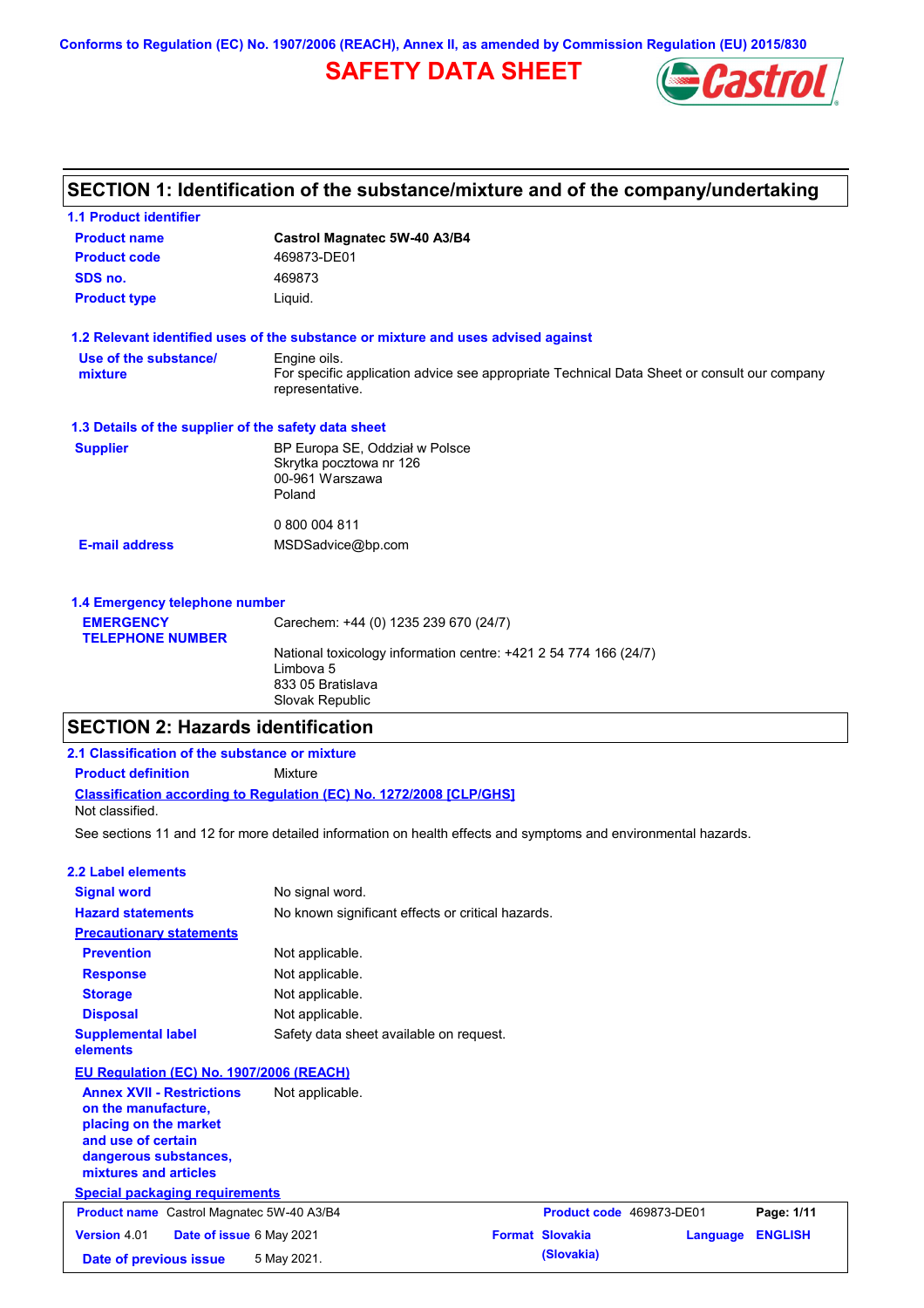Conforms to Regulation (EC) No. 1907/2006 (REACH), Annex II, as amended by Commission Regulation (EU) 2015/830

# SAFETY DATA SHEET

## SECTION 1: Identification of the substance/mixture and of the company/undertaking

### 1.1 Product identifier

| | |
|---|---|
| **Product name** | **Castrol Magnatec 5W-40 A3/B4** |
| **Product code** | 469873-DE01 |
| **SDS no.** | 469873 |
| **Product type** | Liquid. |

### 1.2 Relevant identified uses of the substance or mixture and uses advised against

| | |
|---|---|
| **Use of the substance/ mixture** | Engine oils. For specific application advice see appropriate Technical Data Sheet or consult our company representative. |

### 1.3 Details of the supplier of the safety data sheet

| | |
|---|---|
| **Supplier** | BP Europa SE, Oddział w Polsce<br>Skrytka pocztowa nr 126<br>00-961 Warszawa<br>Poland<br><br>0 800 004 811 |
| **E-mail address** | MSDSadvice@bp.com |

### 1.4 Emergency telephone number

| | |
|---|---|
| **EMERGENCY TELEPHONE NUMBER** | Carechem: +44 (0) 1235 239 670 (24/7)<br><br>National toxicology information centre: +421 2 54 774 166 (24/7)<br>Limbova 5<br>833 05 Bratislava<br>Slovak Republic |

## SECTION 2: Hazards identification

### 2.1 Classification of the substance or mixture

**Product definition** Mixture

**Classification according to Regulation (EC) No. 1272/2008 [CLP/GHS]**

Not classified.

See sections 11 and 12 for more detailed information on health effects and symptoms and environmental hazards.

### 2.2 Label elements

| | |
|---|---|
| **Signal word** | No signal word. |
| **Hazard statements** | No known significant effects or critical hazards. |
| **Precautionary statements** | |
| **Prevention** | Not applicable. |
| **Response** | Not applicable. |
| **Storage** | Not applicable. |
| **Disposal** | Not applicable. |
| **Supplemental label elements** | Safety data sheet available on request. |

**EU Regulation (EC) No. 1907/2006 (REACH)**

| | |
|---|---|
| **Annex XVII - Restrictions on the manufacture, placing on the market and use of certain dangerous substances, mixtures and articles** | Not applicable. |

**Special packaging requirements**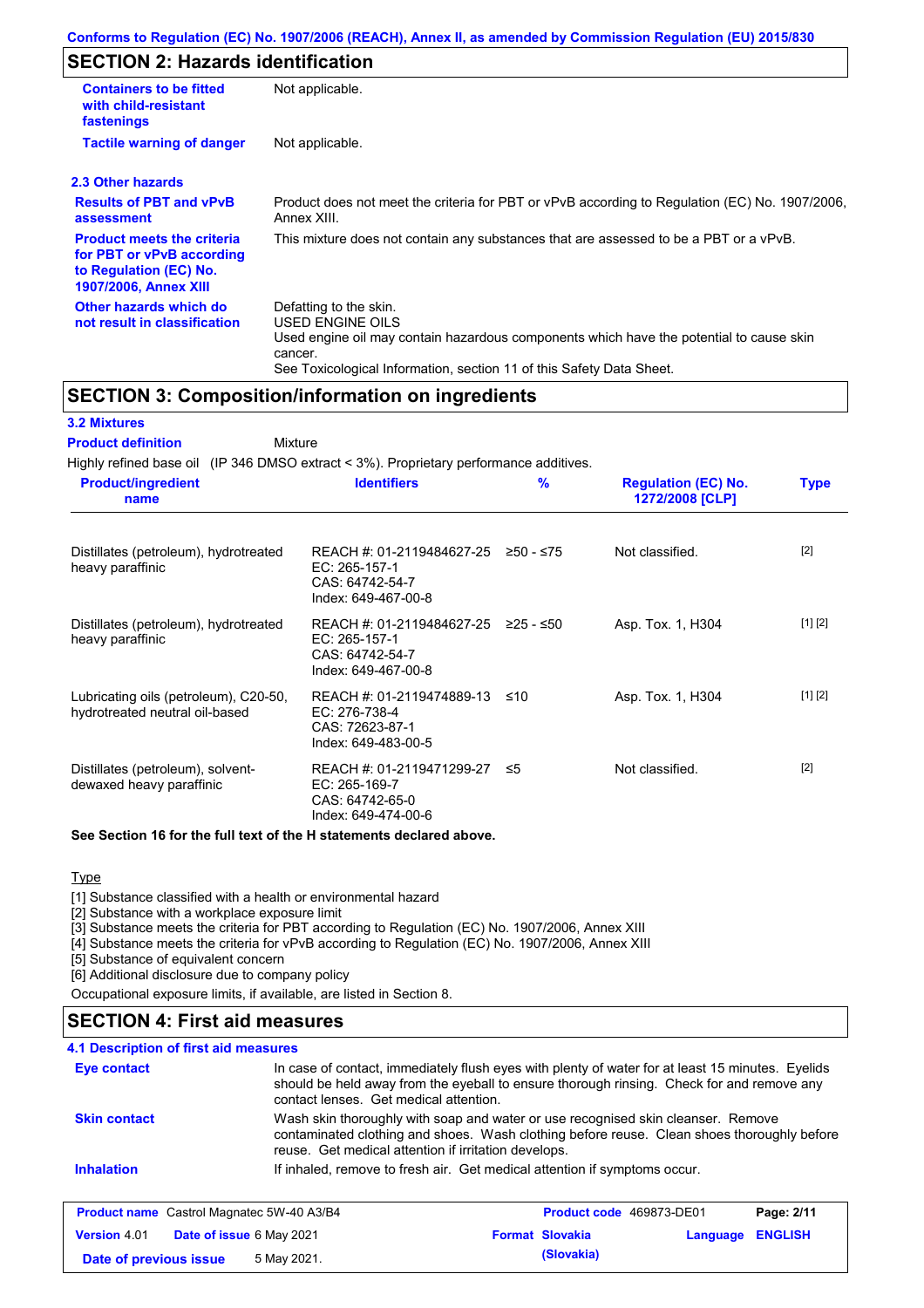## SECTION 2: Hazards identification

| | |
|---|---|
| **Containers to be fitted with child-resistant fastenings** | Not applicable. |
| **Tactile warning of danger** | Not applicable. |

### 2.3 Other hazards

| | |
|---|---|
| **Results of PBT and vPvB assessment** | Product does not meet the criteria for PBT or vPvB according to Regulation (EC) No. 1907/2006, Annex XIII. |
| **Product meets the criteria for PBT or vPvB according to Regulation (EC) No. 1907/2006, Annex XIII** | This mixture does not contain any substances that are assessed to be a PBT or a vPvB. |
| **Other hazards which do not result in classification** | Defatting to the skin.<br>USED ENGINE OILS<br>Used engine oil may contain hazardous components which have the potential to cause skin cancer.<br>See Toxicological Information, section 11 of this Safety Data Sheet. |

## SECTION 3: Composition/information on ingredients

### 3.2 Mixtures

**Product definition** Mixture

Highly refined base oil (IP 346 DMSO extract < 3%). Proprietary performance additives.

| Product/ingredient name | Identifiers | % | Regulation (EC) No. 1272/2008 [CLP] | Type |
|---|---|---|---|---|
| Distillates (petroleum), hydrotreated heavy paraffinic | REACH #: 01-2119484627-25<br>EC: 265-157-1<br>CAS: 64742-54-7<br>Index: 649-467-00-8 | ≥50 - ≤75 | Not classified. | [2] |
| Distillates (petroleum), hydrotreated heavy paraffinic | REACH #: 01-2119484627-25<br>EC: 265-157-1<br>CAS: 64742-54-7<br>Index: 649-467-00-8 | ≥25 - ≤50 | Asp. Tox. 1, H304 | [1] [2] |
| Lubricating oils (petroleum), C20-50, hydrotreated neutral oil-based | REACH #: 01-2119474889-13<br>EC: 276-738-4<br>CAS: 72623-87-1<br>Index: 649-483-00-5 | ≤10 | Asp. Tox. 1, H304 | [1] [2] |
| Distillates (petroleum), solvent-dewaxed heavy paraffinic | REACH #: 01-2119471299-27<br>EC: 265-169-7<br>CAS: 64742-65-0<br>Index: 649-474-00-6 | ≤5 | Not classified. | [2] |

**See Section 16 for the full text of the H statements declared above.**

Type

[1] Substance classified with a health or environmental hazard
[2] Substance with a workplace exposure limit
[3] Substance meets the criteria for PBT according to Regulation (EC) No. 1907/2006, Annex XIII
[4] Substance meets the criteria for vPvB according to Regulation (EC) No. 1907/2006, Annex XIII
[5] Substance of equivalent concern
[6] Additional disclosure due to company policy

Occupational exposure limits, if available, are listed in Section 8.

## SECTION 4: First aid measures

### 4.1 Description of first aid measures

| | |
|---|---|
| **Eye contact** | In case of contact, immediately flush eyes with plenty of water for at least 15 minutes. Eyelids should be held away from the eyeball to ensure thorough rinsing. Check for and remove any contact lenses. Get medical attention. |
| **Skin contact** | Wash skin thoroughly with soap and water or use recognised skin cleanser. Remove contaminated clothing and shoes. Wash clothing before reuse. Clean shoes thoroughly before reuse. Get medical attention if irritation develops. |
| **Inhalation** | If inhaled, remove to fresh air. Get medical attention if symptoms occur. |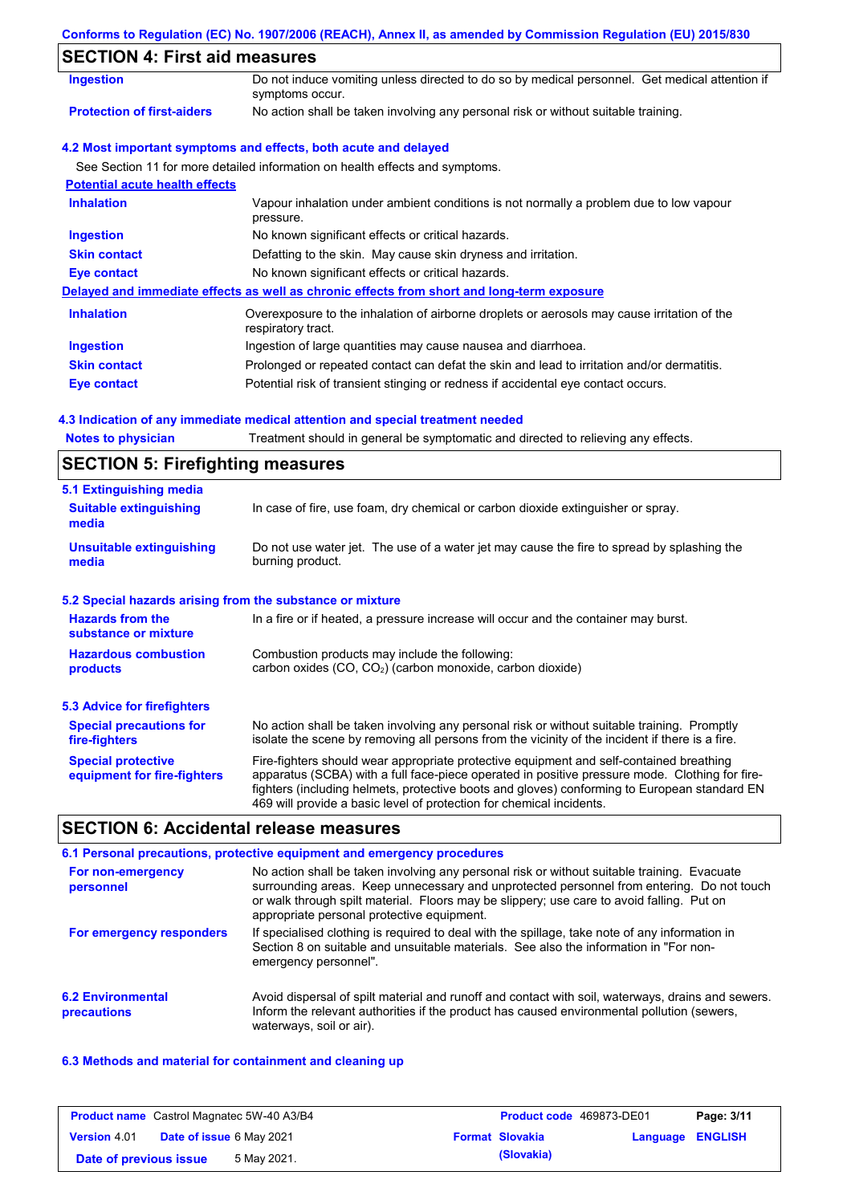## SECTION 4: First aid measures

| | |
|---|---|
| **Ingestion** | Do not induce vomiting unless directed to do so by medical personnel. Get medical attention if symptoms occur. |
| **Protection of first-aiders** | No action shall be taken involving any personal risk or without suitable training. |

### 4.2 Most important symptoms and effects, both acute and delayed

See Section 11 for more detailed information on health effects and symptoms.

**Potential acute health effects**

| | |
|---|---|
| **Inhalation** | Vapour inhalation under ambient conditions is not normally a problem due to low vapour pressure. |
| **Ingestion** | No known significant effects or critical hazards. |
| **Skin contact** | Defatting to the skin. May cause skin dryness and irritation. |
| **Eye contact** | No known significant effects or critical hazards. |

**Delayed and immediate effects as well as chronic effects from short and long-term exposure**

| | |
|---|---|
| **Inhalation** | Overexposure to the inhalation of airborne droplets or aerosols may cause irritation of the respiratory tract. |
| **Ingestion** | Ingestion of large quantities may cause nausea and diarrhoea. |
| **Skin contact** | Prolonged or repeated contact can defat the skin and lead to irritation and/or dermatitis. |
| **Eye contact** | Potential risk of transient stinging or redness if accidental eye contact occurs. |

### 4.3 Indication of any immediate medical attention and special treatment needed

| | |
|---|---|
| **Notes to physician** | Treatment should in general be symptomatic and directed to relieving any effects. |

## SECTION 5: Firefighting measures

### 5.1 Extinguishing media

| | |
|---|---|
| **Suitable extinguishing media** | In case of fire, use foam, dry chemical or carbon dioxide extinguisher or spray. |
| **Unsuitable extinguishing media** | Do not use water jet. The use of a water jet may cause the fire to spread by splashing the burning product. |

### 5.2 Special hazards arising from the substance or mixture

| | |
|---|---|
| **Hazards from the substance or mixture** | In a fire or if heated, a pressure increase will occur and the container may burst. |
| **Hazardous combustion products** | Combustion products may include the following: carbon oxides (CO, $CO_2$) (carbon monoxide, carbon dioxide) |

### 5.3 Advice for firefighters

| | |
|---|---|
| **Special precautions for fire-fighters** | No action shall be taken involving any personal risk or without suitable training. Promptly isolate the scene by removing all persons from the vicinity of the incident if there is a fire. |
| **Special protective equipment for fire-fighters** | Fire-fighters should wear appropriate protective equipment and self-contained breathing apparatus (SCBA) with a full face-piece operated in positive pressure mode. Clothing for fire-fighters (including helmets, protective boots and gloves) conforming to European standard EN 469 will provide a basic level of protection for chemical incidents. |

## SECTION 6: Accidental release measures

### 6.1 Personal precautions, protective equipment and emergency procedures

| | |
|---|---|
| **For non-emergency personnel** | No action shall be taken involving any personal risk or without suitable training. Evacuate surrounding areas. Keep unnecessary and unprotected personnel from entering. Do not touch or walk through spilt material. Floors may be slippery; use care to avoid falling. Put on appropriate personal protective equipment. |
| **For emergency responders** | If specialised clothing is required to deal with the spillage, take note of any information in Section 8 on suitable and unsuitable materials. See also the information in "For non-emergency personnel". |

| | |
|---|---|
| **6.2 Environmental precautions** | Avoid dispersal of spilt material and runoff and contact with soil, waterways, drains and sewers. Inform the relevant authorities if the product has caused environmental pollution (sewers, waterways, soil or air). |

### 6.3 Methods and material for containment and cleaning up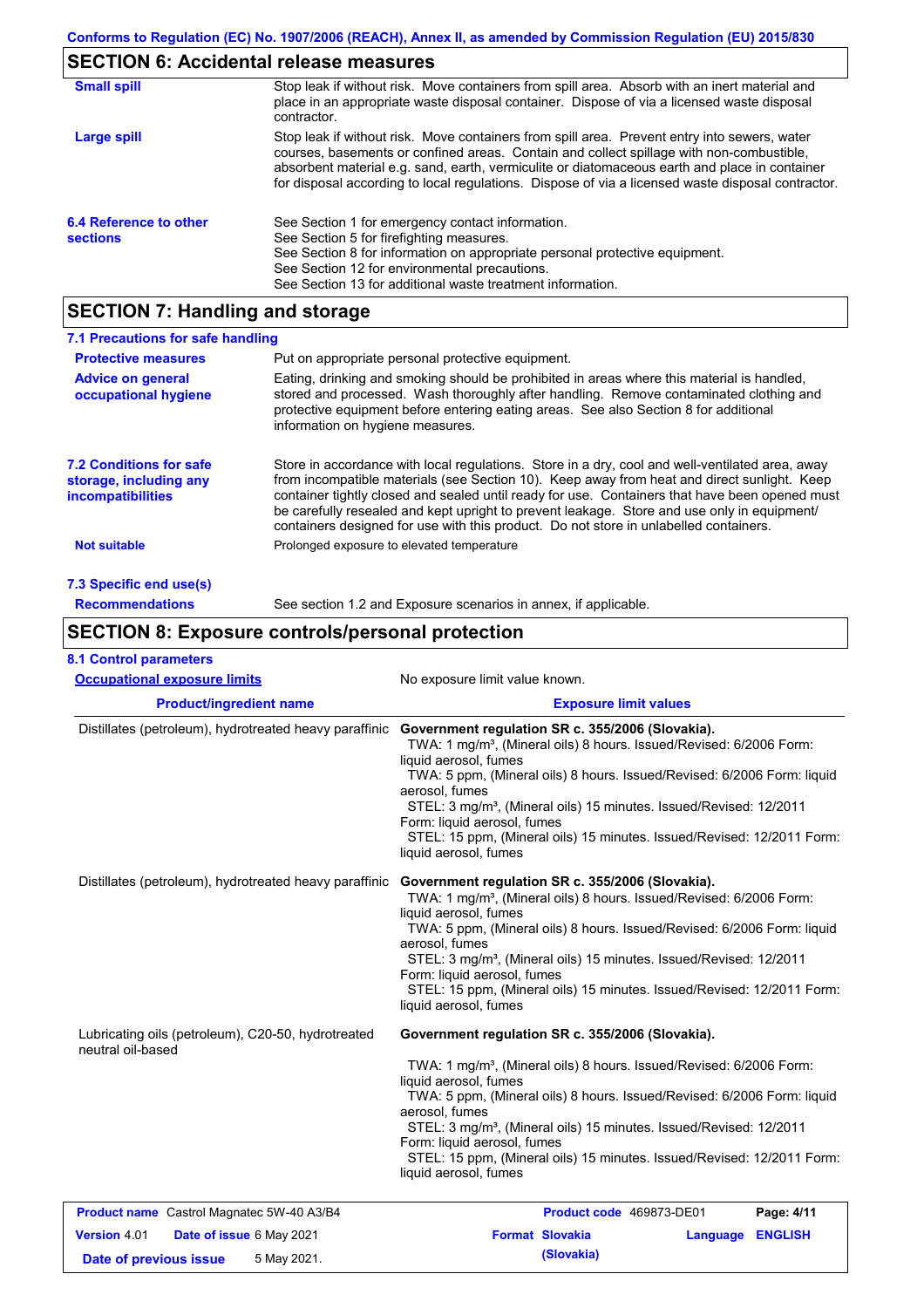## SECTION 6: Accidental release measures

| | |
|---|---|
| **Small spill** | Stop leak if without risk. Move containers from spill area. Absorb with an inert material and place in an appropriate waste disposal container. Dispose of via a licensed waste disposal contractor. |
| **Large spill** | Stop leak if without risk. Move containers from spill area. Prevent entry into sewers, water courses, basements or confined areas. Contain and collect spillage with non-combustible, absorbent material e.g. sand, earth, vermiculite or diatomaceous earth and place in container for disposal according to local regulations. Dispose of via a licensed waste disposal contractor. |
| **6.4 Reference to other sections** | See Section 1 for emergency contact information. See Section 5 for firefighting measures. See Section 8 for information on appropriate personal protective equipment. See Section 12 for environmental precautions. See Section 13 for additional waste treatment information. |

## SECTION 7: Handling and storage

### 7.1 Precautions for safe handling

| | |
|---|---|
| **Protective measures** | Put on appropriate personal protective equipment. |
| **Advice on general occupational hygiene** | Eating, drinking and smoking should be prohibited in areas where this material is handled, stored and processed. Wash thoroughly after handling. Remove contaminated clothing and protective equipment before entering eating areas. See also Section 8 for additional information on hygiene measures. |
| **7.2 Conditions for safe storage, including any incompatibilities** | Store in accordance with local regulations. Store in a dry, cool and well-ventilated area, away from incompatible materials (see Section 10). Keep away from heat and direct sunlight. Keep container tightly closed and sealed until ready for use. Containers that have been opened must be carefully resealed and kept upright to prevent leakage. Store and use only in equipment/containers designed for use with this product. Do not store in unlabelled containers. |
| **Not suitable** | Prolonged exposure to elevated temperature |

### 7.3 Specific end use(s)

| | |
|---|---|
| **Recommendations** | See section 1.2 and Exposure scenarios in annex, if applicable. |

## SECTION 8: Exposure controls/personal protection

### 8.1 Control parameters

**Occupational exposure limits** No exposure limit value known.

| Product/ingredient name | Exposure limit values |
|---|---|
| Distillates (petroleum), hydrotreated heavy paraffinic | **Government regulation SR c. 355/2006 (Slovakia).**<br>TWA: 1 mg/m³, (Mineral oils) 8 hours. Issued/Revised: 6/2006 Form: liquid aerosol, fumes<br>TWA: 5 ppm, (Mineral oils) 8 hours. Issued/Revised: 6/2006 Form: liquid aerosol, fumes<br>STEL: 3 mg/m³, (Mineral oils) 15 minutes. Issued/Revised: 12/2011 Form: liquid aerosol, fumes<br>STEL: 15 ppm, (Mineral oils) 15 minutes. Issued/Revised: 12/2011 Form: liquid aerosol, fumes |
| Distillates (petroleum), hydrotreated heavy paraffinic | **Government regulation SR c. 355/2006 (Slovakia).**<br>TWA: 1 mg/m³, (Mineral oils) 8 hours. Issued/Revised: 6/2006 Form: liquid aerosol, fumes<br>TWA: 5 ppm, (Mineral oils) 8 hours. Issued/Revised: 6/2006 Form: liquid aerosol, fumes<br>STEL: 3 mg/m³, (Mineral oils) 15 minutes. Issued/Revised: 12/2011 Form: liquid aerosol, fumes<br>STEL: 15 ppm, (Mineral oils) 15 minutes. Issued/Revised: 12/2011 Form: liquid aerosol, fumes |
| Lubricating oils (petroleum), C20-50, hydrotreated neutral oil-based | **Government regulation SR c. 355/2006 (Slovakia).**<br>TWA: 1 mg/m³, (Mineral oils) 8 hours. Issued/Revised: 6/2006 Form: liquid aerosol, fumes<br>TWA: 5 ppm, (Mineral oils) 8 hours. Issued/Revised: 6/2006 Form: liquid aerosol, fumes<br>STEL: 3 mg/m³, (Mineral oils) 15 minutes. Issued/Revised: 12/2011 Form: liquid aerosol, fumes<br>STEL: 15 ppm, (Mineral oils) 15 minutes. Issued/Revised: 12/2011 Form: liquid aerosol, fumes |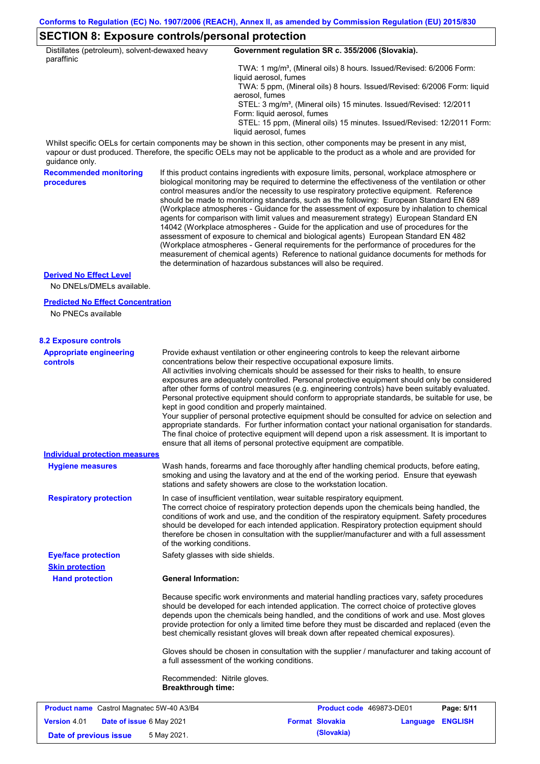## SECTION 8: Exposure controls/personal protection

| | |
|---|---|
| Distillates (petroleum), solvent-dewaxed heavy paraffinic | **Government regulation SR c. 355/2006 (Slovakia).**<br>TWA: 1 mg/m³, (Mineral oils) 8 hours. Issued/Revised: 6/2006 Form: liquid aerosol, fumes<br>TWA: 5 ppm, (Mineral oils) 8 hours. Issued/Revised: 6/2006 Form: liquid aerosol, fumes<br>STEL: 3 mg/m³, (Mineral oils) 15 minutes. Issued/Revised: 12/2011 Form: liquid aerosol, fumes<br>STEL: 15 ppm, (Mineral oils) 15 minutes. Issued/Revised: 12/2011 Form: liquid aerosol, fumes |

Whilst specific OELs for certain components may be shown in this section, other components may be present in any mist, vapour or dust produced. Therefore, the specific OELs may not be applicable to the product as a whole and are provided for guidance only.

**Recommended monitoring procedures**

If this product contains ingredients with exposure limits, personal, workplace atmosphere or biological monitoring may be required to determine the effectiveness of the ventilation or other control measures and/or the necessity to use respiratory protective equipment. Reference should be made to monitoring standards, such as the following: European Standard EN 689 (Workplace atmospheres - Guidance for the assessment of exposure by inhalation to chemical agents for comparison with limit values and measurement strategy) European Standard EN 14042 (Workplace atmospheres - Guide for the application and use of procedures for the assessment of exposure to chemical and biological agents) European Standard EN 482 (Workplace atmospheres - General requirements for the performance of procedures for the measurement of chemical agents) Reference to national guidance documents for methods for the determination of hazardous substances will also be required.

**Derived No Effect Level**

No DNELs/DMELs available.

**Predicted No Effect Concentration**

No PNECs available

### 8.2 Exposure controls

**Appropriate engineering controls**

Provide exhaust ventilation or other engineering controls to keep the relevant airborne concentrations below their respective occupational exposure limits.
All activities involving chemicals should be assessed for their risks to health, to ensure exposures are adequately controlled. Personal protective equipment should only be considered after other forms of control measures (e.g. engineering controls) have been suitably evaluated. Personal protective equipment should conform to appropriate standards, be suitable for use, be kept in good condition and properly maintained.
Your supplier of personal protective equipment should be consulted for advice on selection and appropriate standards. For further information contact your national organisation for standards. The final choice of protective equipment will depend upon a risk assessment. It is important to ensure that all items of personal protective equipment are compatible.

**Individual protection measures**

**Hygiene measures**

Wash hands, forearms and face thoroughly after handling chemical products, before eating, smoking and using the lavatory and at the end of the working period. Ensure that eyewash stations and safety showers are close to the workstation location.

**Respiratory protection**

In case of insufficient ventilation, wear suitable respiratory equipment.
The correct choice of respiratory protection depends upon the chemicals being handled, the conditions of work and use, and the condition of the respiratory equipment. Safety procedures should be developed for each intended application. Respiratory protection equipment should therefore be chosen in consultation with the supplier/manufacturer and with a full assessment of the working conditions.

**Eye/face protection**

Safety glasses with side shields.

**Skin protection**

**Hand protection**

**General Information:**

Because specific work environments and material handling practices vary, safety procedures should be developed for each intended application. The correct choice of protective gloves depends upon the chemicals being handled, and the conditions of work and use. Most gloves provide protection for only a limited time before they must be discarded and replaced (even the best chemically resistant gloves will break down after repeated chemical exposures).

Gloves should be chosen in consultation with the supplier / manufacturer and taking account of a full assessment of the working conditions.

Recommended: Nitrile gloves.
**Breakthrough time:**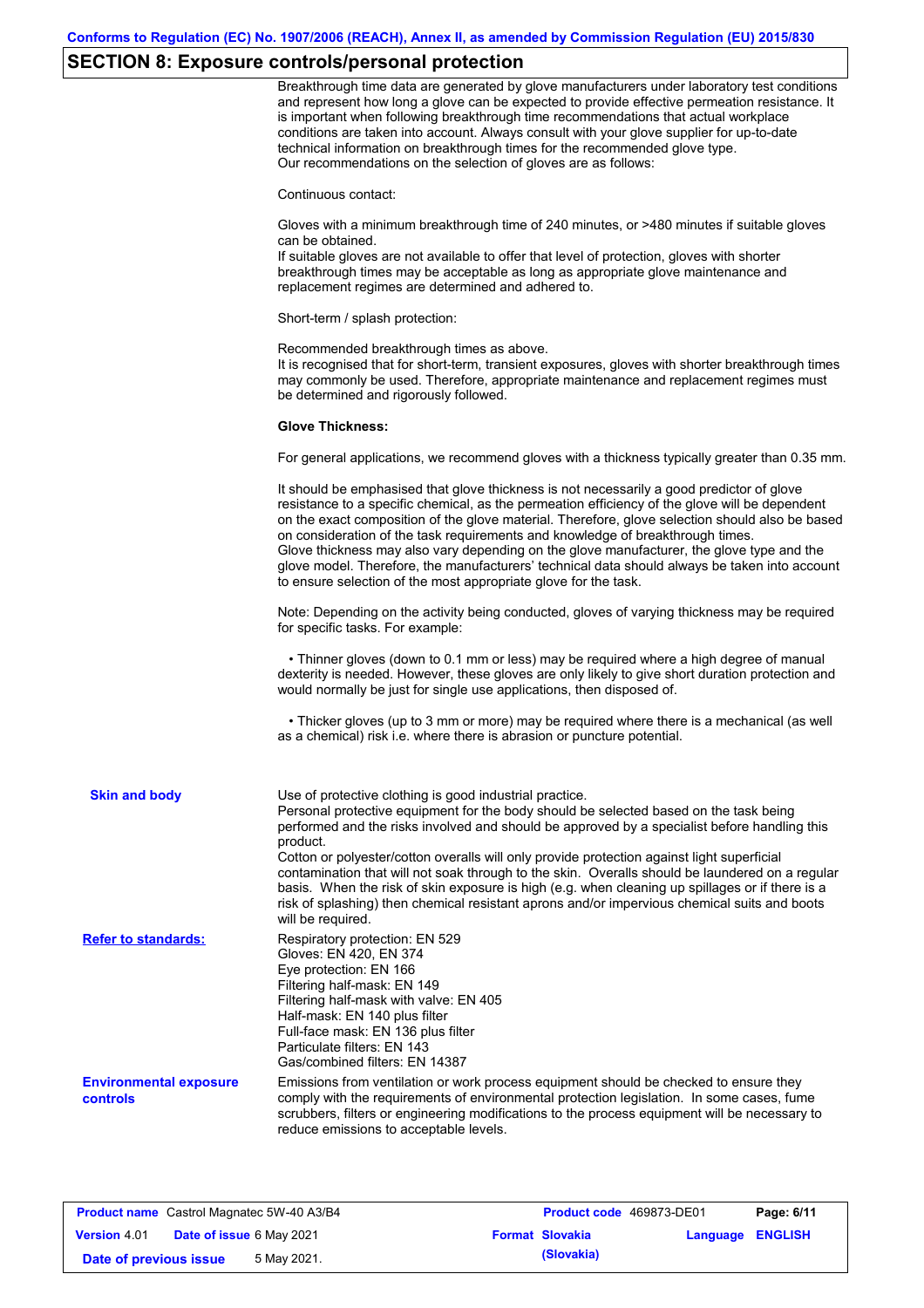## SECTION 8: Exposure controls/personal protection

Breakthrough time data are generated by glove manufacturers under laboratory test conditions and represent how long a glove can be expected to provide effective permeation resistance. It is important when following breakthrough time recommendations that actual workplace conditions are taken into account. Always consult with your glove supplier for up-to-date technical information on breakthrough times for the recommended glove type.
Our recommendations on the selection of gloves are as follows:

Continuous contact:

Gloves with a minimum breakthrough time of 240 minutes, or >480 minutes if suitable gloves can be obtained.
If suitable gloves are not available to offer that level of protection, gloves with shorter breakthrough times may be acceptable as long as appropriate glove maintenance and replacement regimes are determined and adhered to.

Short-term / splash protection:

Recommended breakthrough times as above.
It is recognised that for short-term, transient exposures, gloves with shorter breakthrough times may commonly be used. Therefore, appropriate maintenance and replacement regimes must be determined and rigorously followed.

**Glove Thickness:**

For general applications, we recommend gloves with a thickness typically greater than 0.35 mm.

It should be emphasised that glove thickness is not necessarily a good predictor of glove resistance to a specific chemical, as the permeation efficiency of the glove will be dependent on the exact composition of the glove material. Therefore, glove selection should also be based on consideration of the task requirements and knowledge of breakthrough times.
Glove thickness may also vary depending on the glove manufacturer, the glove type and the glove model. Therefore, the manufacturers' technical data should always be taken into account to ensure selection of the most appropriate glove for the task.

Note: Depending on the activity being conducted, gloves of varying thickness may be required for specific tasks. For example:

- Thinner gloves (down to 0.1 mm or less) may be required where a high degree of manual dexterity is needed. However, these gloves are only likely to give short duration protection and would normally be just for single use applications, then disposed of.

- Thicker gloves (up to 3 mm or more) may be required where there is a mechanical (as well as a chemical) risk i.e. where there is abrasion or puncture potential.

**Skin and body**

Use of protective clothing is good industrial practice.
Personal protective equipment for the body should be selected based on the task being performed and the risks involved and should be approved by a specialist before handling this product.
Cotton or polyester/cotton overalls will only provide protection against light superficial contamination that will not soak through to the skin. Overalls should be laundered on a regular basis. When the risk of skin exposure is high (e.g. when cleaning up spillages or if there is a risk of splashing) then chemical resistant aprons and/or impervious chemical suits and boots will be required.

**Refer to standards:**

Respiratory protection: EN 529
Gloves: EN 420, EN 374
Eye protection: EN 166
Filtering half-mask: EN 149
Filtering half-mask with valve: EN 405
Half-mask: EN 140 plus filter
Full-face mask: EN 136 plus filter
Particulate filters: EN 143
Gas/combined filters: EN 14387

**Environmental exposure controls**

Emissions from ventilation or work process equipment should be checked to ensure they comply with the requirements of environmental protection legislation. In some cases, fume scrubbers, filters or engineering modifications to the process equipment will be necessary to reduce emissions to acceptable levels.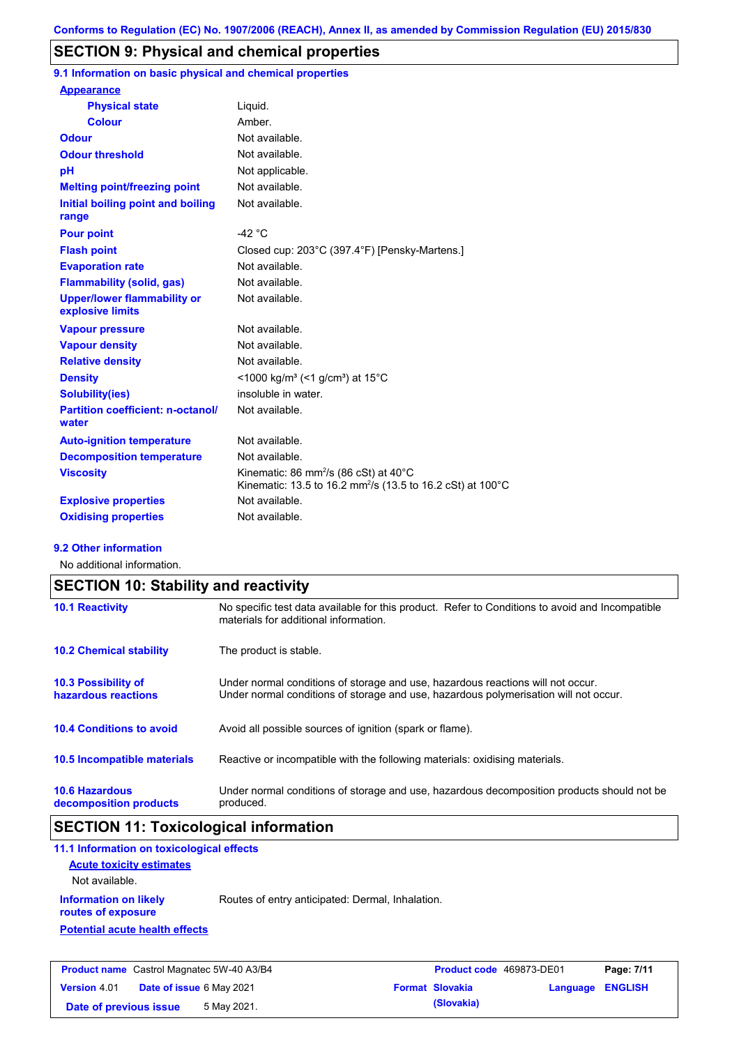## SECTION 9: Physical and chemical properties

### 9.1 Information on basic physical and chemical properties

**Appearance**

| | |
|---|---|
| **Physical state** | Liquid. |
| **Colour** | Amber. |
| **Odour** | Not available. |
| **Odour threshold** | Not available. |
| **pH** | Not applicable. |
| **Melting point/freezing point** | Not available. |
| **Initial boiling point and boiling range** | Not available. |
| **Pour point** | -42 °C |
| **Flash point** | Closed cup: 203°C (397.4°F) [Pensky-Martens.] |
| **Evaporation rate** | Not available. |
| **Flammability (solid, gas)** | Not available. |
| **Upper/lower flammability or explosive limits** | Not available. |
| **Vapour pressure** | Not available. |
| **Vapour density** | Not available. |
| **Relative density** | Not available. |
| **Density** | <1000 kg/m³ (<1 g/cm³) at 15°C |
| **Solubility(ies)** | insoluble in water. |
| **Partition coefficient: n-octanol/water** | Not available. |
| **Auto-ignition temperature** | Not available. |
| **Decomposition temperature** | Not available. |
| **Viscosity** | Kinematic: 86 mm²/s (86 cSt) at 40°C<br>Kinematic: 13.5 to 16.2 mm²/s (13.5 to 16.2 cSt) at 100°C |
| **Explosive properties** | Not available. |
| **Oxidising properties** | Not available. |

### 9.2 Other information

No additional information.

## SECTION 10: Stability and reactivity

| | |
|---|---|
| **10.1 Reactivity** | No specific test data available for this product. Refer to Conditions to avoid and Incompatible materials for additional information. |
| **10.2 Chemical stability** | The product is stable. |
| **10.3 Possibility of hazardous reactions** | Under normal conditions of storage and use, hazardous reactions will not occur.<br>Under normal conditions of storage and use, hazardous polymerisation will not occur. |
| **10.4 Conditions to avoid** | Avoid all possible sources of ignition (spark or flame). |
| **10.5 Incompatible materials** | Reactive or incompatible with the following materials: oxidising materials. |
| **10.6 Hazardous decomposition products** | Under normal conditions of storage and use, hazardous decomposition products should not be produced. |

## SECTION 11: Toxicological information

### 11.1 Information on toxicological effects

**Acute toxicity estimates**

Not available.

**Information on likely routes of exposure**: Routes of entry anticipated: Dermal, Inhalation.

**Potential acute health effects**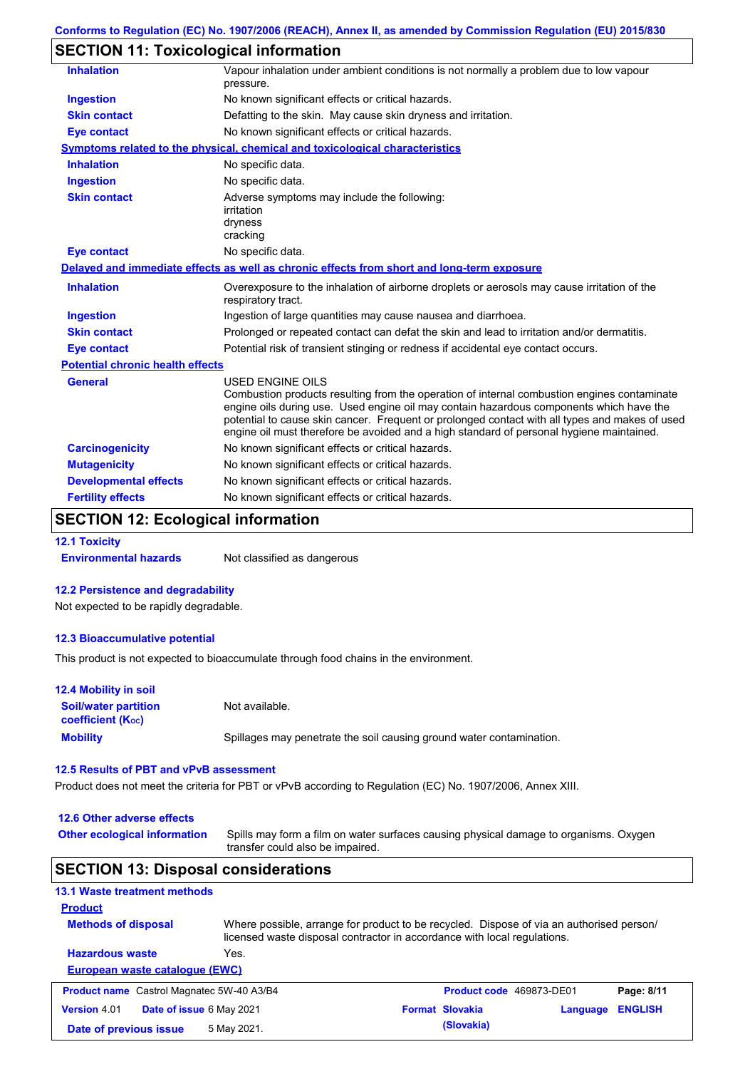## SECTION 11: Toxicological information

| | |
|---|---|
| **Inhalation** | Vapour inhalation under ambient conditions is not normally a problem due to low vapour pressure. |
| **Ingestion** | No known significant effects or critical hazards. |
| **Skin contact** | Defatting to the skin. May cause skin dryness and irritation. |
| **Eye contact** | No known significant effects or critical hazards. |

**Symptoms related to the physical, chemical and toxicological characteristics**

| | |
|---|---|
| **Inhalation** | No specific data. |
| **Ingestion** | No specific data. |
| **Skin contact** | Adverse symptoms may include the following:<br>irritation<br>dryness<br>cracking |
| **Eye contact** | No specific data. |

**Delayed and immediate effects as well as chronic effects from short and long-term exposure**

| | |
|---|---|
| **Inhalation** | Overexposure to the inhalation of airborne droplets or aerosols may cause irritation of the respiratory tract. |
| **Ingestion** | Ingestion of large quantities may cause nausea and diarrhoea. |
| **Skin contact** | Prolonged or repeated contact can defat the skin and lead to irritation and/or dermatitis. |
| **Eye contact** | Potential risk of transient stinging or redness if accidental eye contact occurs. |

**Potential chronic health effects**

| | |
|---|---|
| **General** | USED ENGINE OILS<br>Combustion products resulting from the operation of internal combustion engines contaminate engine oils during use. Used engine oil may contain hazardous components which have the potential to cause skin cancer. Frequent or prolonged contact with all types and makes of used engine oil must therefore be avoided and a high standard of personal hygiene maintained. |
| **Carcinogenicity** | No known significant effects or critical hazards. |
| **Mutagenicity** | No known significant effects or critical hazards. |
| **Developmental effects** | No known significant effects or critical hazards. |
| **Fertility effects** | No known significant effects or critical hazards. |

## SECTION 12: Ecological information

### 12.1 Toxicity

**Environmental hazards** Not classified as dangerous

### 12.2 Persistence and degradability

Not expected to be rapidly degradable.

### 12.3 Bioaccumulative potential

This product is not expected to bioaccumulate through food chains in the environment.

### 12.4 Mobility in soil

| | |
|---|---|
| **Soil/water partition coefficient ($K_{OC}$)** | Not available. |
| **Mobility** | Spillages may penetrate the soil causing ground water contamination. |

### 12.5 Results of PBT and vPvB assessment

Product does not meet the criteria for PBT or vPvB according to Regulation (EC) No. 1907/2006, Annex XIII.

### 12.6 Other adverse effects

**Other ecological information** Spills may form a film on water surfaces causing physical damage to organisms. Oxygen transfer could also be impaired.

## SECTION 13: Disposal considerations

### 13.1 Waste treatment methods

**Product**

| | |
|---|---|
| **Methods of disposal** | Where possible, arrange for product to be recycled. Dispose of via an authorised person/ licensed waste disposal contractor in accordance with local regulations. |
| **Hazardous waste** | Yes. |

**European waste catalogue (EWC)**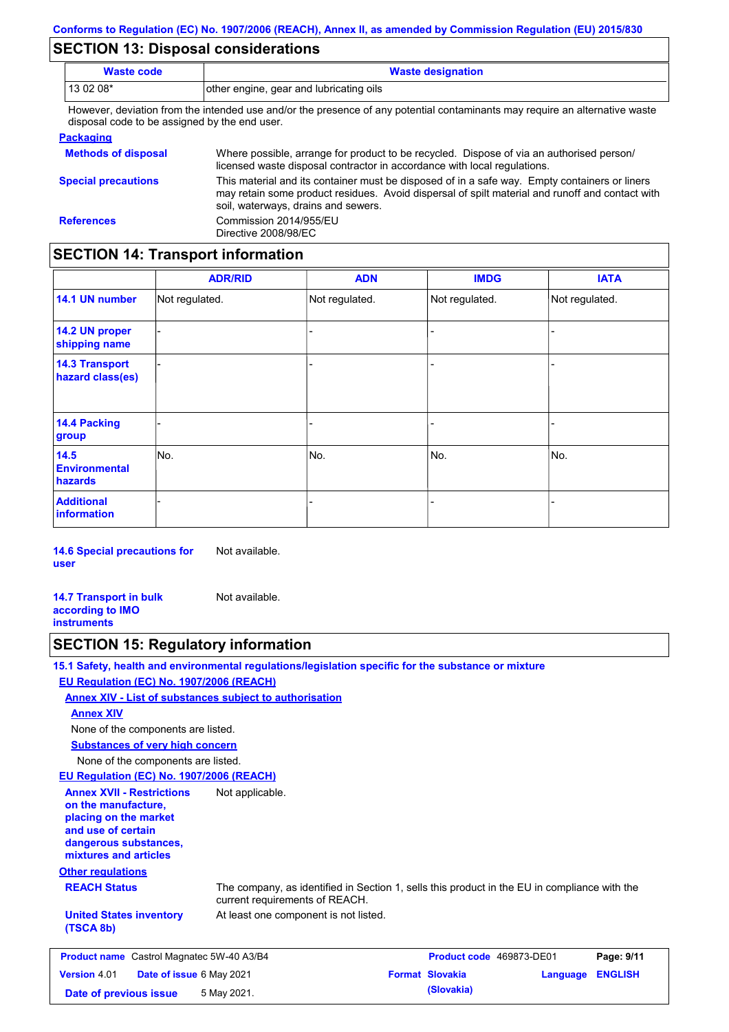## SECTION 13: Disposal considerations

| Waste code | Waste designation |
| --- | --- |
| 13 02 08* | other engine, gear and lubricating oils |

However, deviation from the intended use and/or the presence of any potential contaminants may require an alternative waste disposal code to be assigned by the end user.

**Packaging**

**Methods of disposal** Where possible, arrange for product to be recycled. Dispose of via an authorised person/ licensed waste disposal contractor in accordance with local regulations.

**Special precautions** This material and its container must be disposed of in a safe way. Empty containers or liners may retain some product residues. Avoid dispersal of spilt material and runoff and contact with soil, waterways, drains and sewers.

**References** Commission 2014/955/EU
Directive 2008/98/EC

## SECTION 14: Transport information

| | ADR/RID | ADN | IMDG | IATA |
| --- | --- | --- | --- | --- |
| 14.1 UN number | Not regulated. | Not regulated. | Not regulated. | Not regulated. |
| 14.2 UN proper shipping name | - | - | - | - |
| 14.3 Transport hazard class(es) | - | - | - | - |
| 14.4 Packing group | - | - | - | - |
| 14.5 Environmental hazards | No. | No. | No. | No. |
| Additional information | - | - | - | - |

**14.6 Special precautions for user** Not available.

**14.7 Transport in bulk according to IMO instruments** Not available.

## SECTION 15: Regulatory information

**15.1 Safety, health and environmental regulations/legislation specific for the substance or mixture**

**EU Regulation (EC) No. 1907/2006 (REACH)**

**Annex XIV - List of substances subject to authorisation**

**Annex XIV**

None of the components are listed.

**Substances of very high concern**

None of the components are listed.

**EU Regulation (EC) No. 1907/2006 (REACH)**

**Annex XVII - Restrictions on the manufacture, placing on the market and use of certain dangerous substances, mixtures and articles** Not applicable.

**Other regulations**

**REACH Status** The company, as identified in Section 1, sells this product in the EU in compliance with the current requirements of REACH.

**United States inventory (TSCA 8b)** At least one component is not listed.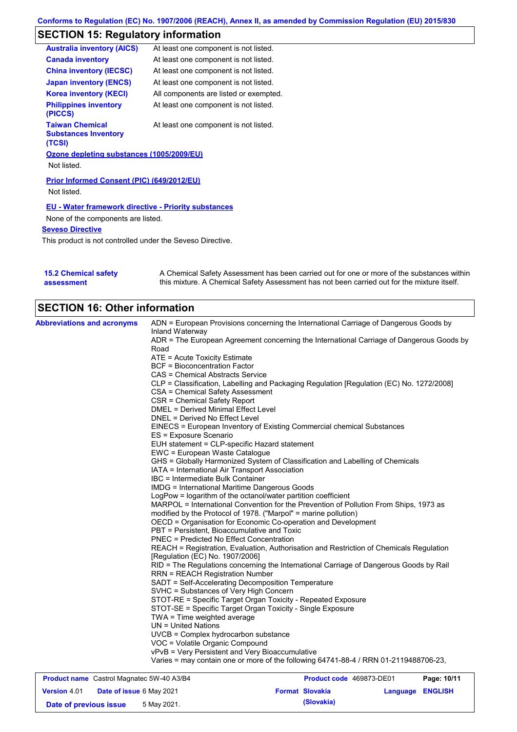## SECTION 15: Regulatory information

| | |
|---|---|
| **Australia inventory (AICS)** | At least one component is not listed. |
| **Canada inventory** | At least one component is not listed. |
| **China inventory (IECSC)** | At least one component is not listed. |
| **Japan inventory (ENCS)** | At least one component is not listed. |
| **Korea inventory (KECI)** | All components are listed or exempted. |
| **Philippines inventory (PICCS)** | At least one component is not listed. |
| **Taiwan Chemical Substances Inventory (TCSI)** | At least one component is not listed. |

**Ozone depleting substances (1005/2009/EU)**

Not listed.

**Prior Informed Consent (PIC) (649/2012/EU)**

Not listed.

**EU - Water framework directive - Priority substances**

None of the components are listed.

**Seveso Directive**

This product is not controlled under the Seveso Directive.

**15.2 Chemical safety assessment**

A Chemical Safety Assessment has been carried out for one or more of the substances within this mixture. A Chemical Safety Assessment has not been carried out for the mixture itself.

## SECTION 16: Other information

**Abbreviations and acronyms**

ADN = European Provisions concerning the International Carriage of Dangerous Goods by Inland Waterway
ADR = The European Agreement concerning the International Carriage of Dangerous Goods by Road
ATE = Acute Toxicity Estimate
BCF = Bioconcentration Factor
CAS = Chemical Abstracts Service
CLP = Classification, Labelling and Packaging Regulation [Regulation (EC) No. 1272/2008]
CSA = Chemical Safety Assessment
CSR = Chemical Safety Report
DMEL = Derived Minimal Effect Level
DNEL = Derived No Effect Level
EINECS = European Inventory of Existing Commercial chemical Substances
ES = Exposure Scenario
EUH statement = CLP-specific Hazard statement
EWC = European Waste Catalogue
GHS = Globally Harmonized System of Classification and Labelling of Chemicals
IATA = International Air Transport Association
IBC = Intermediate Bulk Container
IMDG = International Maritime Dangerous Goods
LogPow = logarithm of the octanol/water partition coefficient
MARPOL = International Convention for the Prevention of Pollution From Ships, 1973 as modified by the Protocol of 1978. ("Marpol" = marine pollution)
OECD = Organisation for Economic Co-operation and Development
PBT = Persistent, Bioaccumulative and Toxic
PNEC = Predicted No Effect Concentration
REACH = Registration, Evaluation, Authorisation and Restriction of Chemicals Regulation [Regulation (EC) No. 1907/2006]
RID = The Regulations concerning the International Carriage of Dangerous Goods by Rail
RRN = REACH Registration Number
SADT = Self-Accelerating Decomposition Temperature
SVHC = Substances of Very High Concern
STOT-RE = Specific Target Organ Toxicity - Repeated Exposure
STOT-SE = Specific Target Organ Toxicity - Single Exposure
TWA = Time weighted average
UN = United Nations
UVCB = Complex hydrocarbon substance
VOC = Volatile Organic Compound
vPvB = Very Persistent and Very Bioaccumulative
Varies = may contain one or more of the following 64741-88-4 / RRN 01-2119488706-23,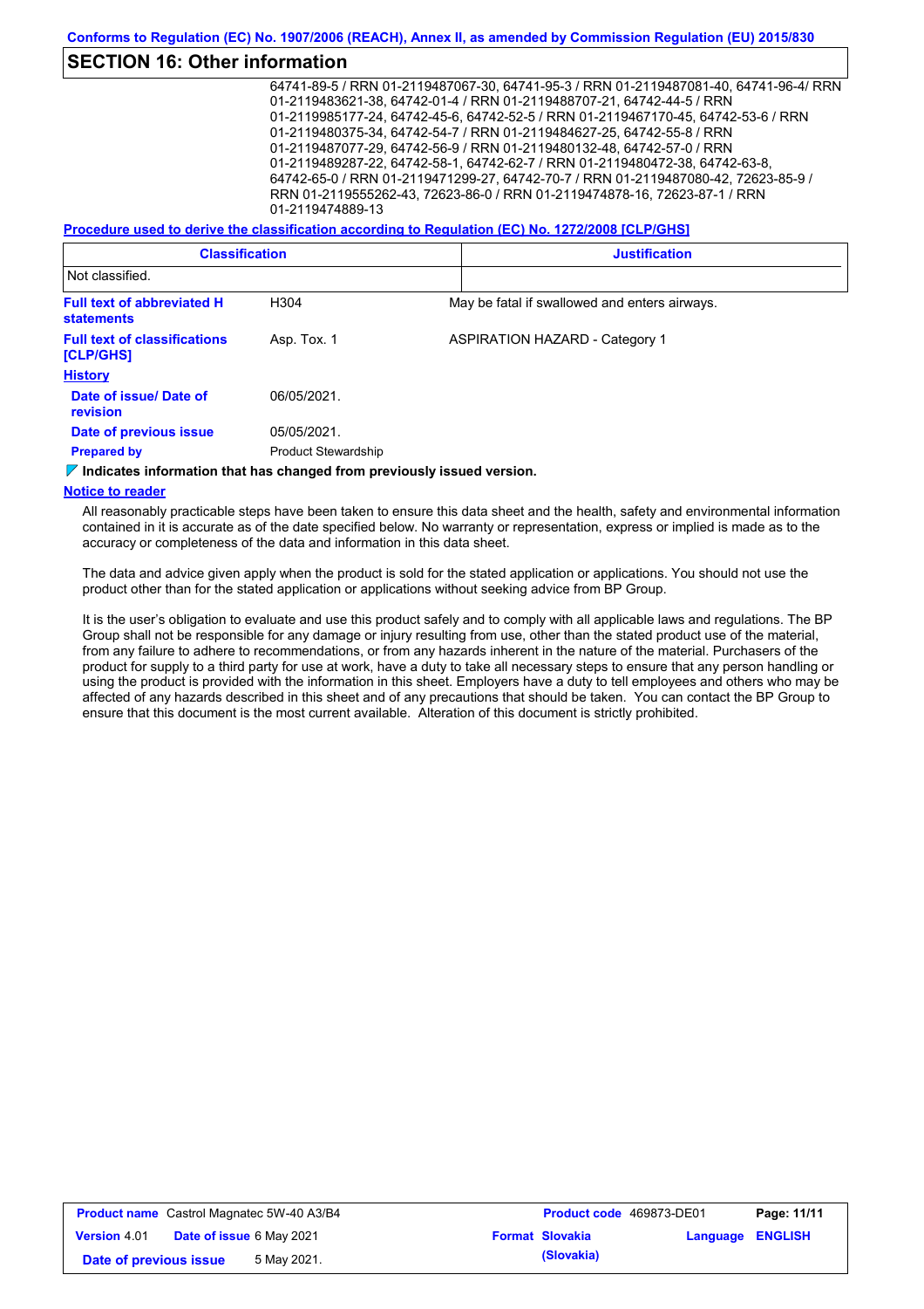## SECTION 16: Other information

64741-89-5 / RRN 01-2119487067-30, 64741-95-3 / RRN 01-2119487081-40, 64741-96-4/ RRN 01-2119483621-38, 64742-01-4 / RRN 01-2119488707-21, 64742-44-5 / RRN 01-2119985177-24, 64742-45-6, 64742-52-5 / RRN 01-2119467170-45, 64742-53-6 / RRN 01-2119480375-34, 64742-54-7 / RRN 01-2119484627-25, 64742-55-8 / RRN 01-2119487077-29, 64742-56-9 / RRN 01-2119480132-48, 64742-57-0 / RRN 01-2119489287-22, 64742-58-1, 64742-62-7 / RRN 01-2119480472-38, 64742-63-8, 64742-65-0 / RRN 01-2119471299-27, 64742-70-7 / RRN 01-2119487080-42, 72623-85-9 / RRN 01-2119555262-43, 72623-86-0 / RRN 01-2119474878-16, 72623-87-1 / RRN 01-2119474889-13

**Procedure used to derive the classification according to Regulation (EC) No. 1272/2008 [CLP/GHS]**

| Classification | Justification |
|---|---|
| Not classified. | |

| | | |
|---|---|---|
| **Full text of abbreviated H statements** | H304 | May be fatal if swallowed and enters airways. |
| **Full text of classifications [CLP/GHS]** | Asp. Tox. 1 | ASPIRATION HAZARD - Category 1 |

**History**

| | |
|---|---|
| **Date of issue/ Date of revision** | 06/05/2021. |
| **Date of previous issue** | 05/05/2021. |
| **Prepared by** | Product Stewardship |

**Indicates information that has changed from previously issued version.**

**Notice to reader**

All reasonably practicable steps have been taken to ensure this data sheet and the health, safety and environmental information contained in it is accurate as of the date specified below. No warranty or representation, express or implied is made as to the accuracy or completeness of the data and information in this data sheet.

The data and advice given apply when the product is sold for the stated application or applications. You should not use the product other than for the stated application or applications without seeking advice from BP Group.

It is the user's obligation to evaluate and use this product safely and to comply with all applicable laws and regulations. The BP Group shall not be responsible for any damage or injury resulting from use, other than the stated product use of the material, from any failure to adhere to recommendations, or from any hazards inherent in the nature of the material. Purchasers of the product for supply to a third party for use at work, have a duty to take all necessary steps to ensure that any person handling or using the product is provided with the information in this sheet. Employers have a duty to tell employees and others who may be affected of any hazards described in this sheet and of any precautions that should be taken. You can contact the BP Group to ensure that this document is the most current available. Alteration of this document is strictly prohibited.